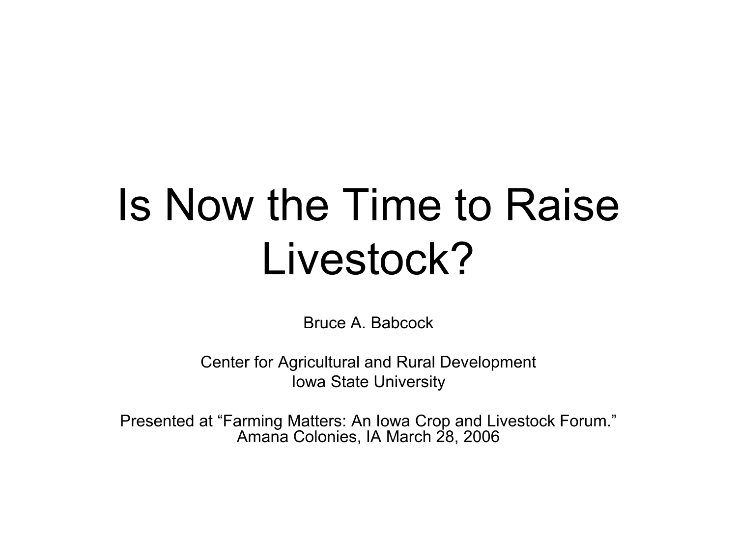# Is Now the Time to Raise Livestock?

Bruce A. Babcock

Center for Agricultural and Rural Development
Iowa State University

Presented at "Farming Matters: An Iowa Crop and Livestock Forum."
Amana Colonies, IA March 28, 2006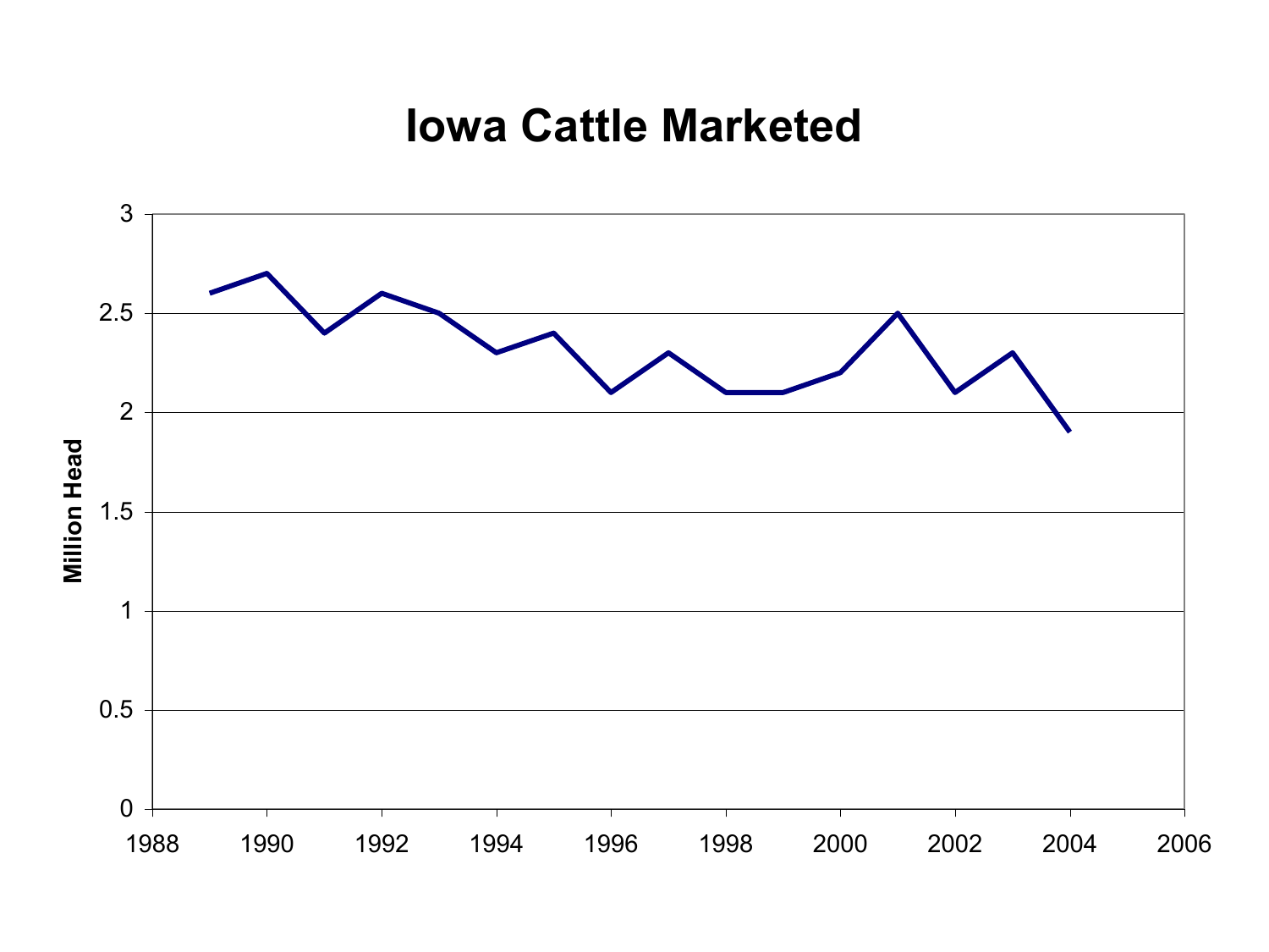# Iowa Cattle Marketed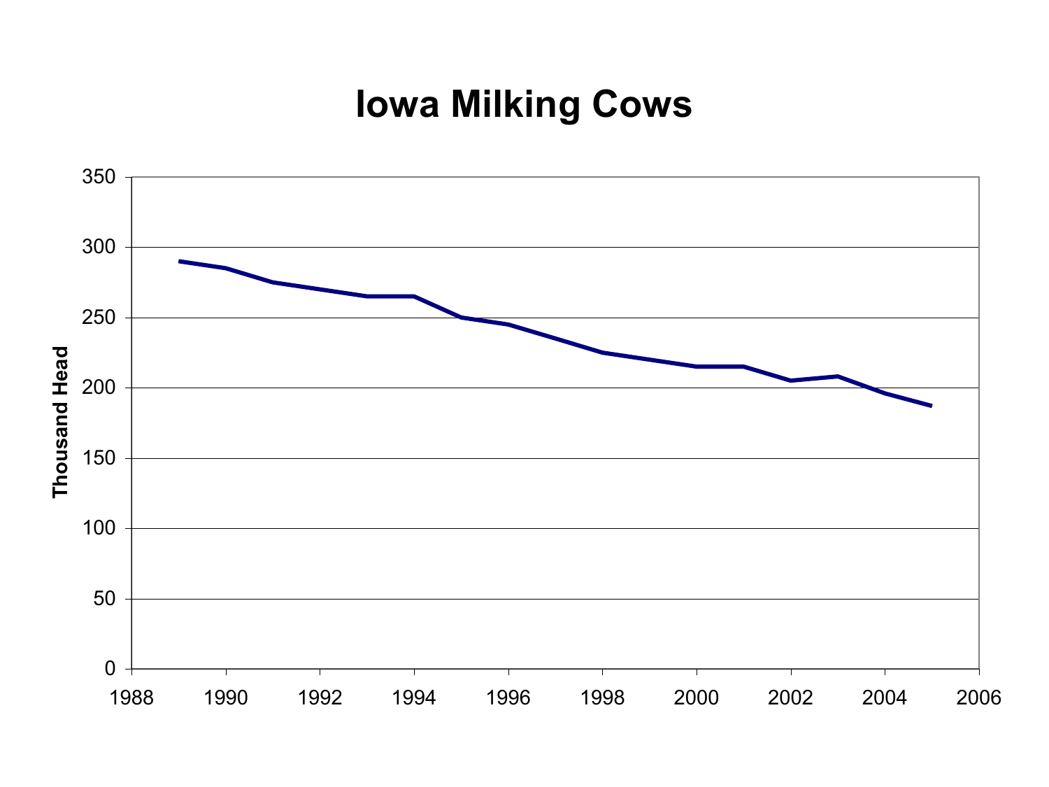# Iowa Milking Cows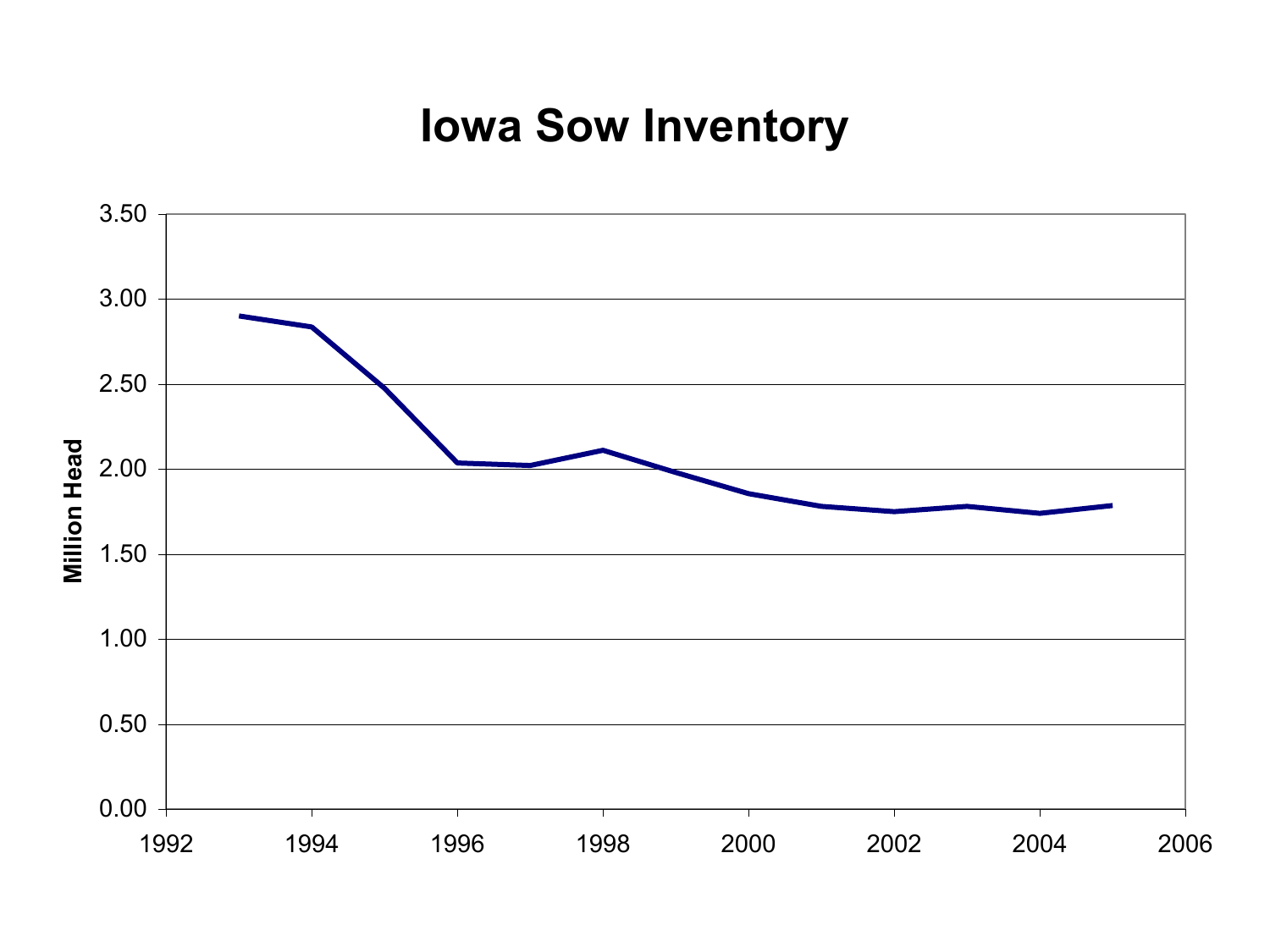# Iowa Sow Inventory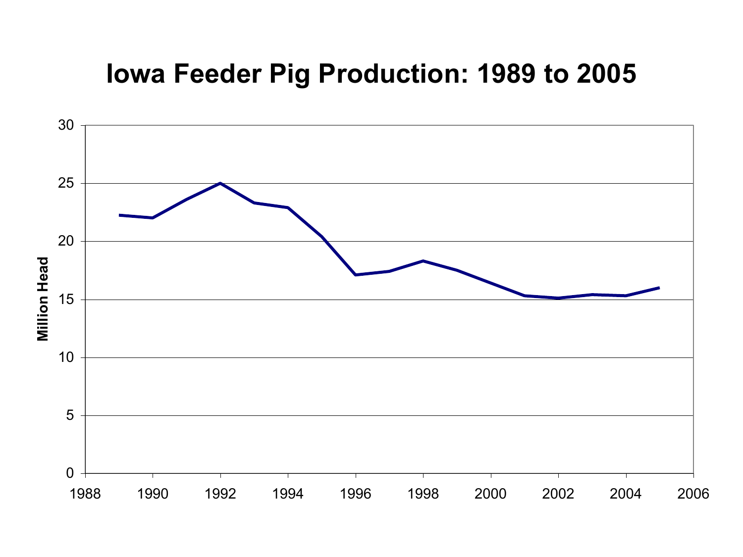# Iowa Feeder Pig Production: 1989 to 2005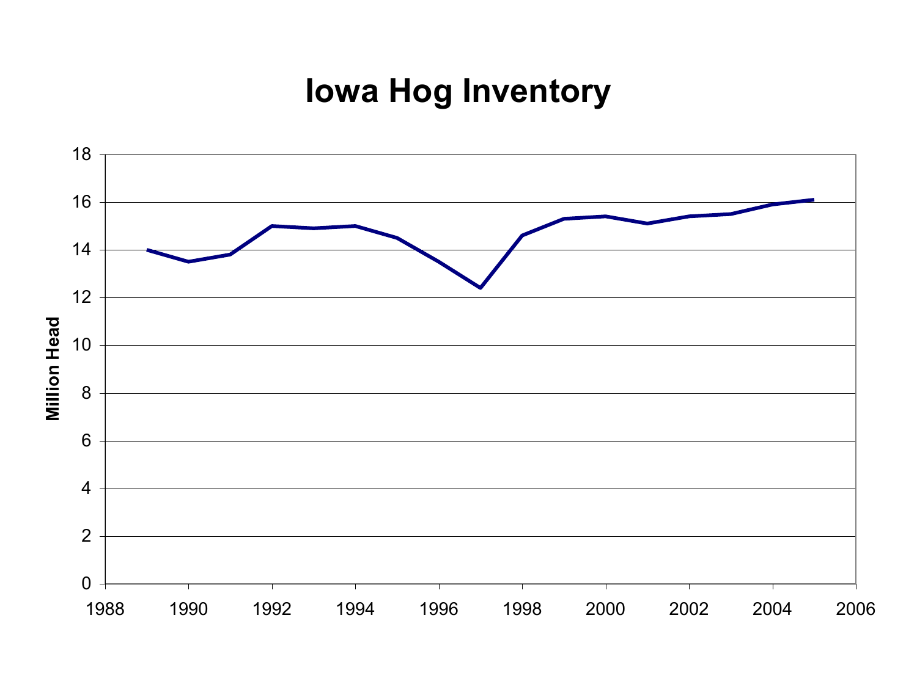# Iowa Hog Inventory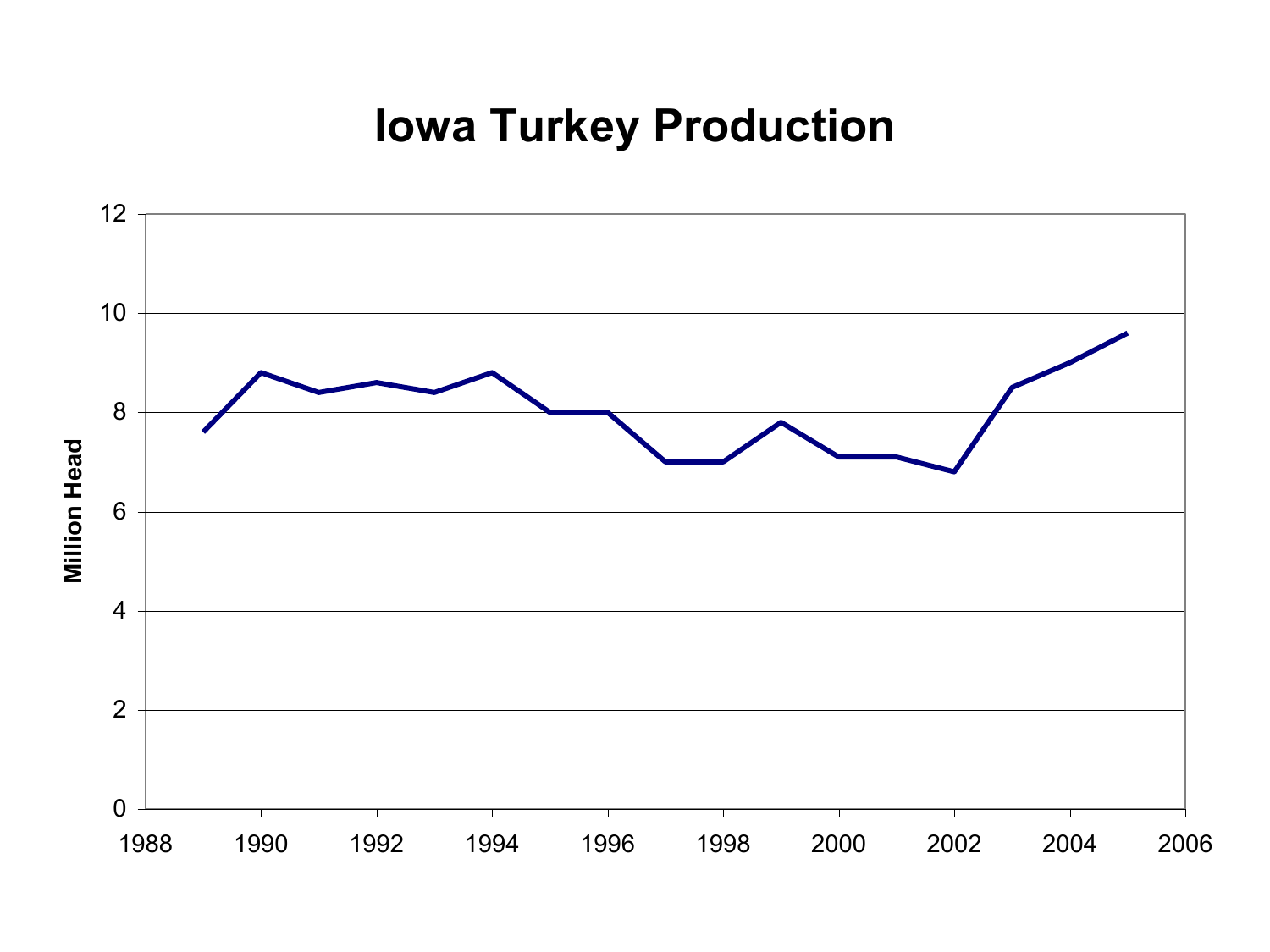# Iowa Turkey Production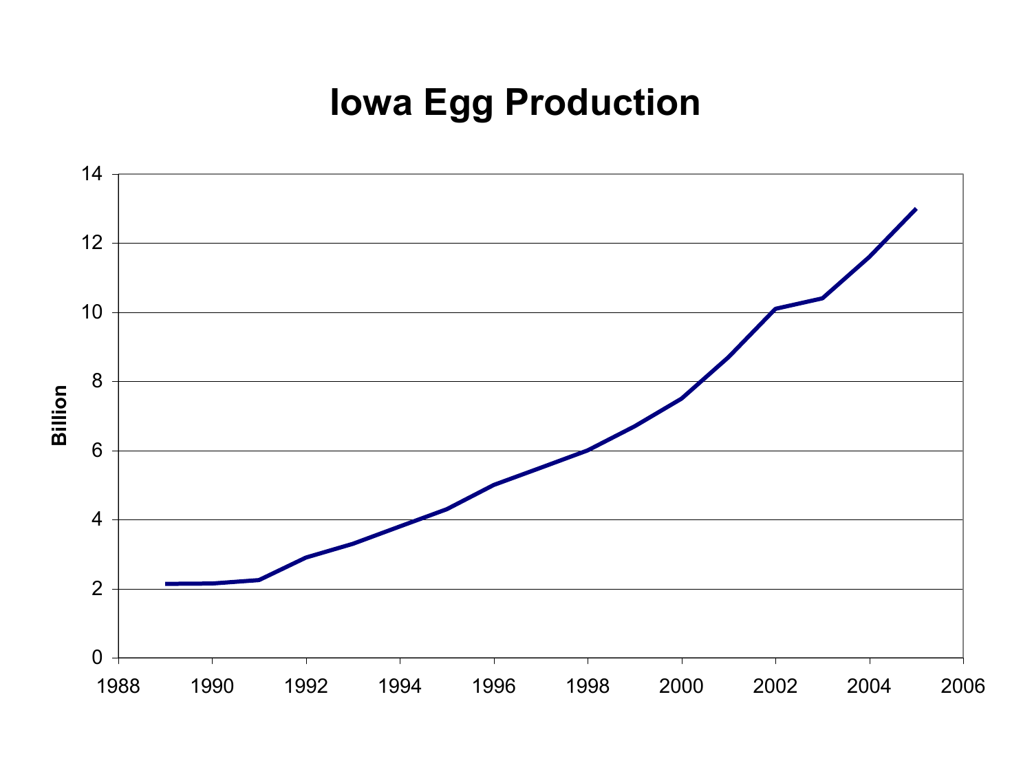# Iowa Egg Production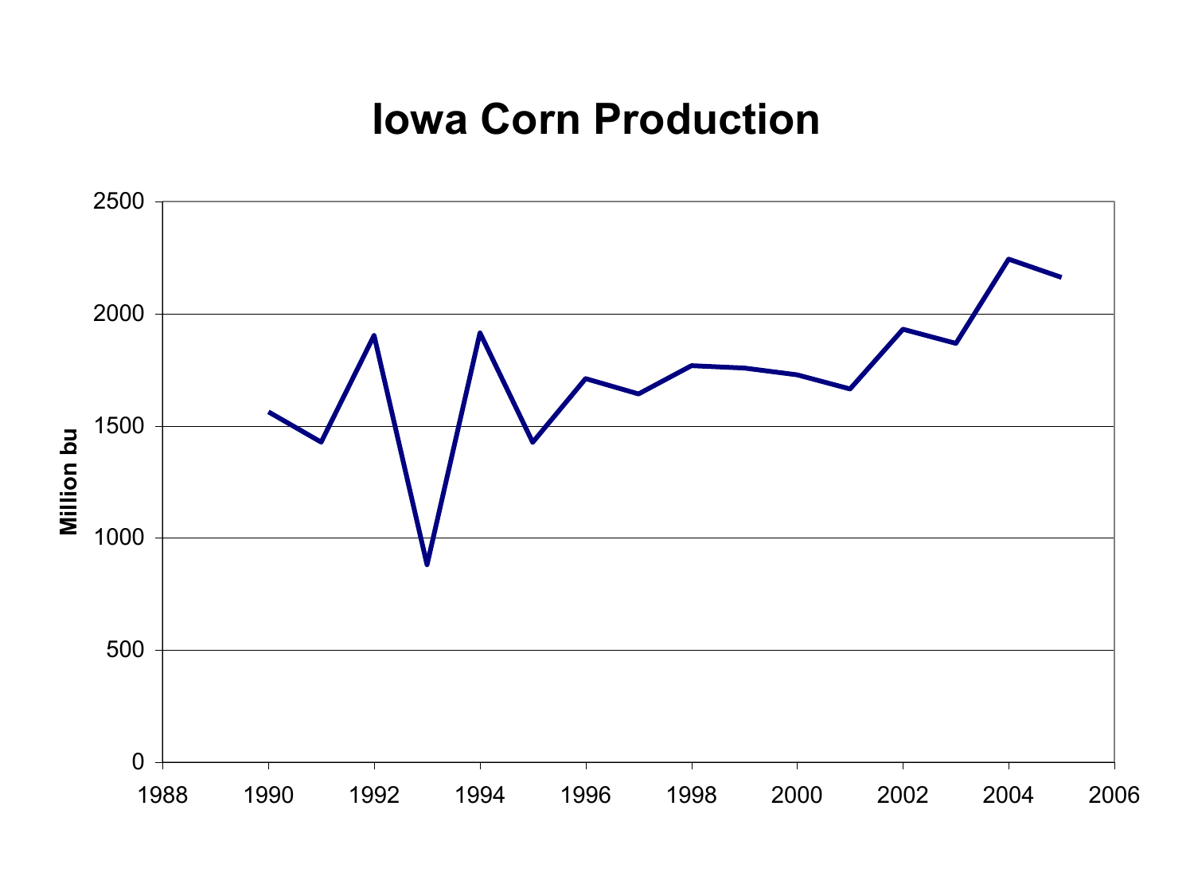# Iowa Corn Production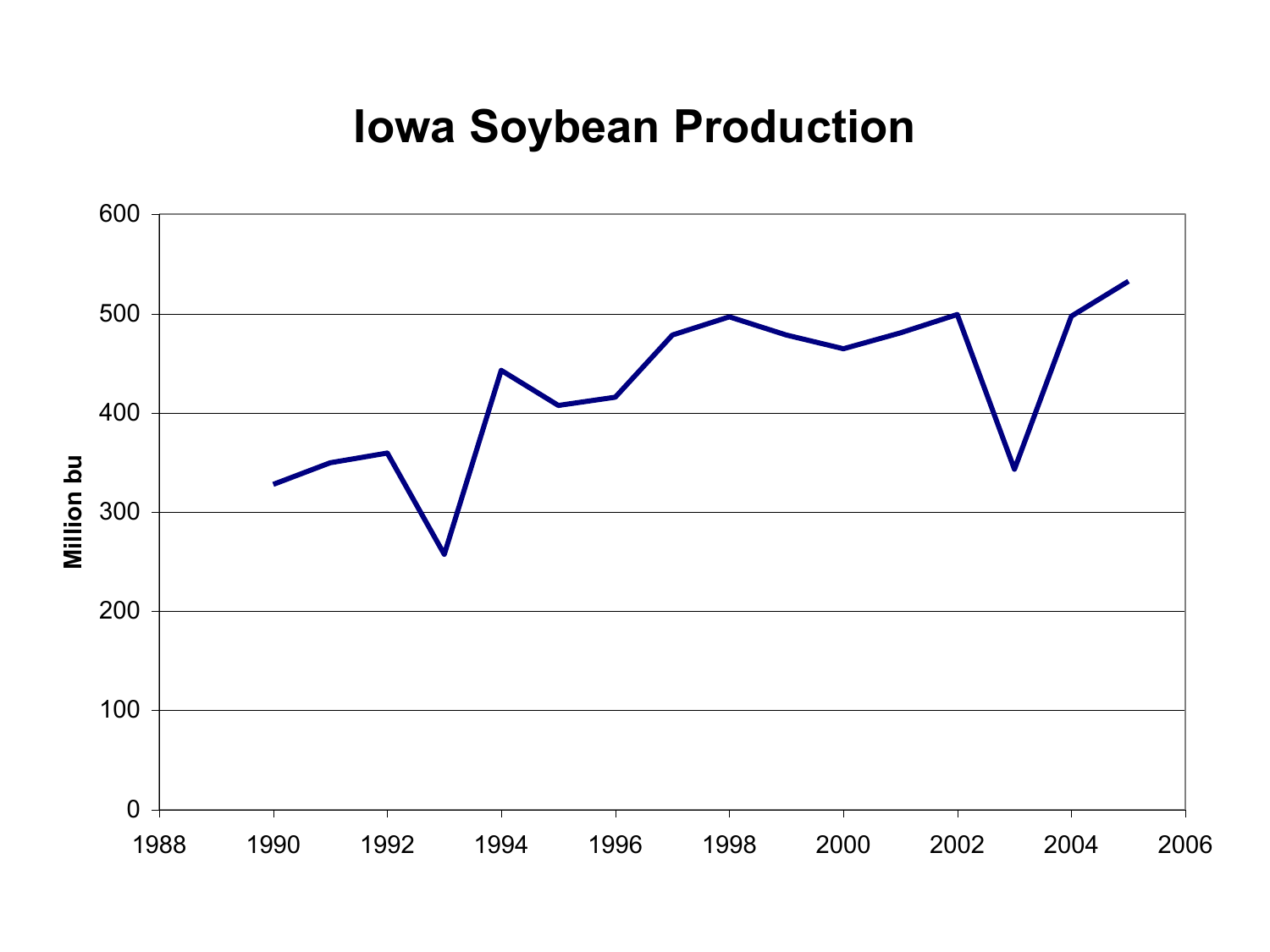# Iowa Soybean Production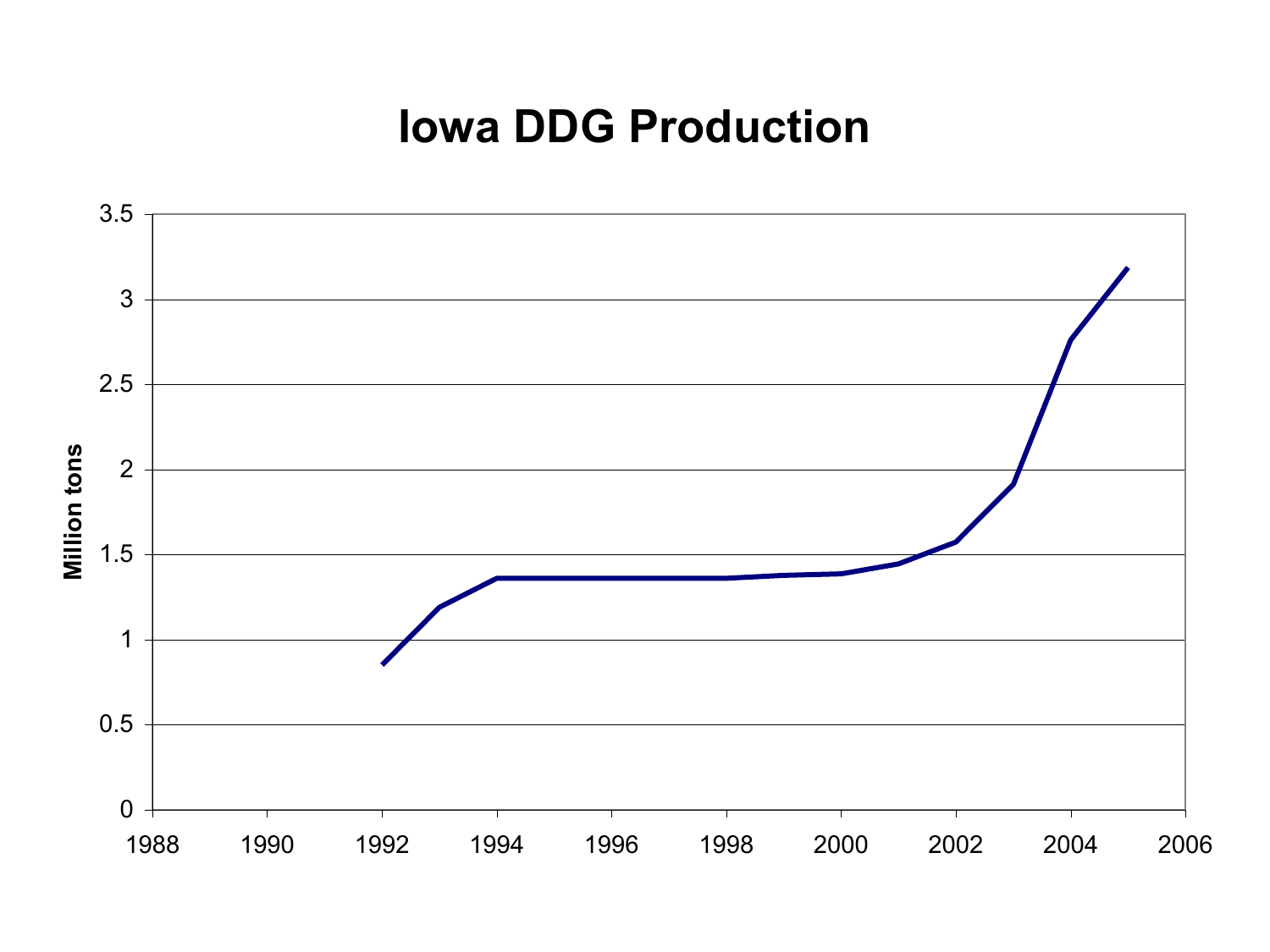# Iowa DDG Production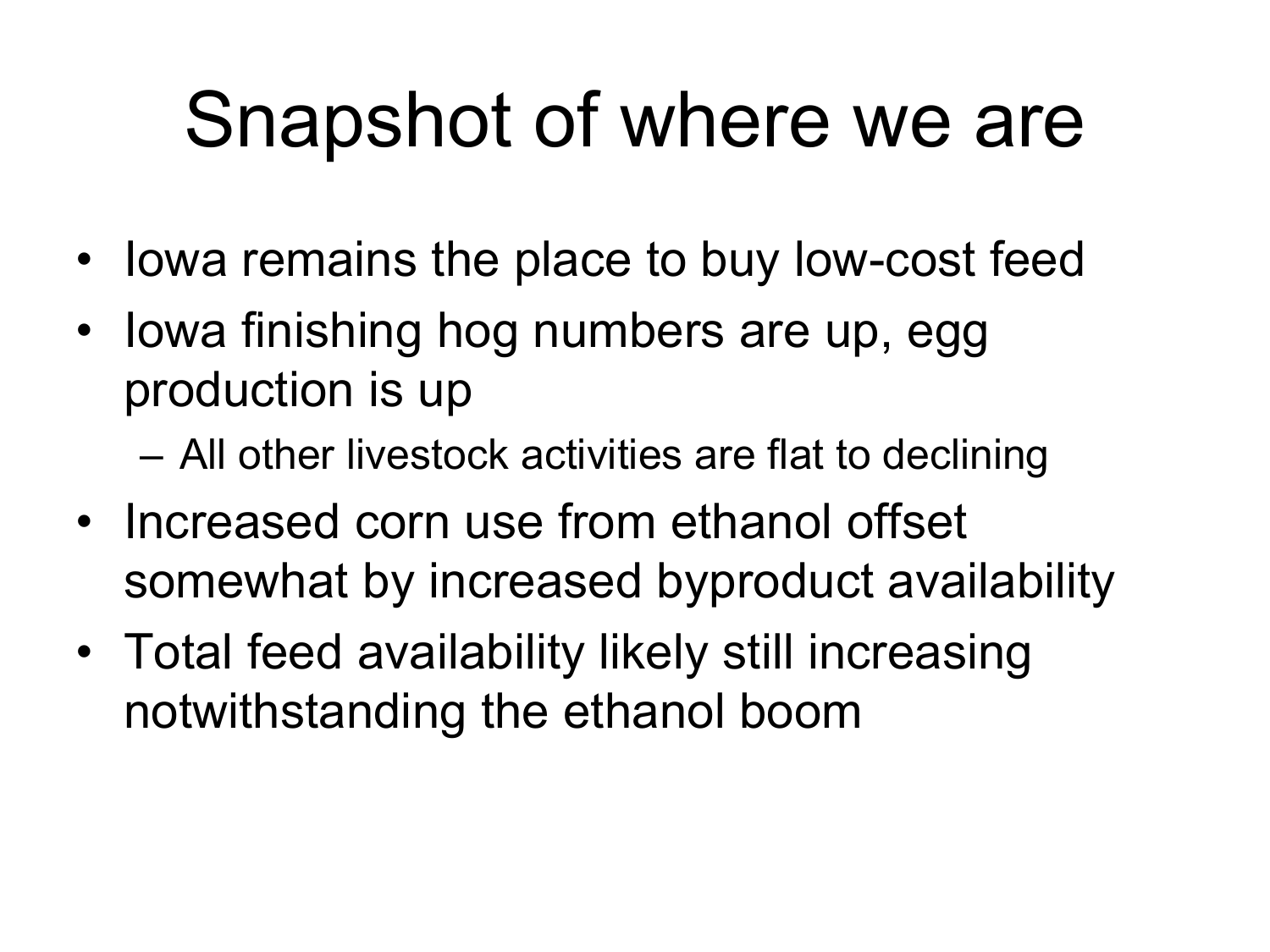# Snapshot of where we are

- Iowa remains the place to buy low-cost feed
- Iowa finishing hog numbers are up, egg production is up
  - All other livestock activities are flat to declining
- Increased corn use from ethanol offset somewhat by increased byproduct availability
- Total feed availability likely still increasing notwithstanding the ethanol boom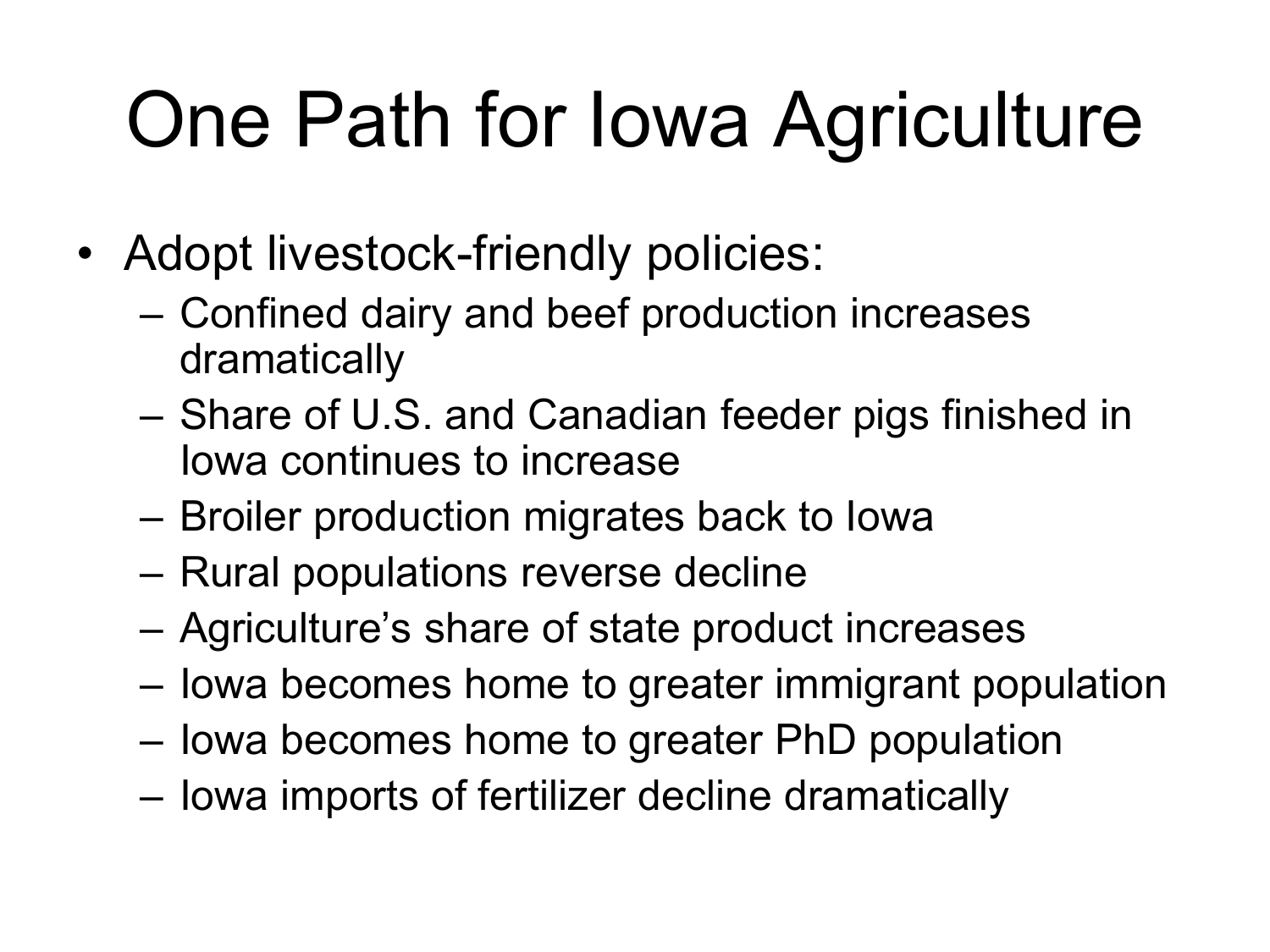# One Path for Iowa Agriculture

- Adopt livestock-friendly policies:
  - Confined dairy and beef production increases dramatically
  - Share of U.S. and Canadian feeder pigs finished in Iowa continues to increase
  - Broiler production migrates back to Iowa
  - Rural populations reverse decline
  - Agriculture's share of state product increases
  - Iowa becomes home to greater immigrant population
  - Iowa becomes home to greater PhD population
  - Iowa imports of fertilizer decline dramatically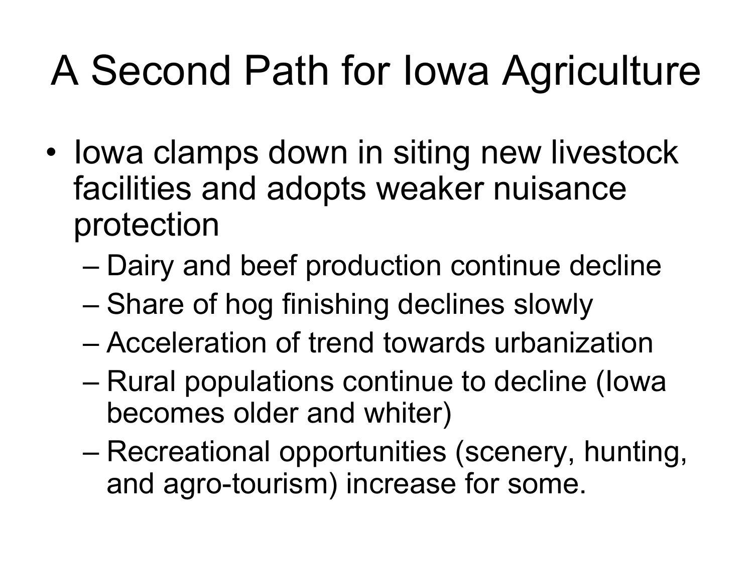# A Second Path for Iowa Agriculture

- Iowa clamps down in siting new livestock facilities and adopts weaker nuisance protection
  - Dairy and beef production continue decline
  - Share of hog finishing declines slowly
  - Acceleration of trend towards urbanization
  - Rural populations continue to decline (Iowa becomes older and whiter)
  - Recreational opportunities (scenery, hunting, and agro-tourism) increase for some.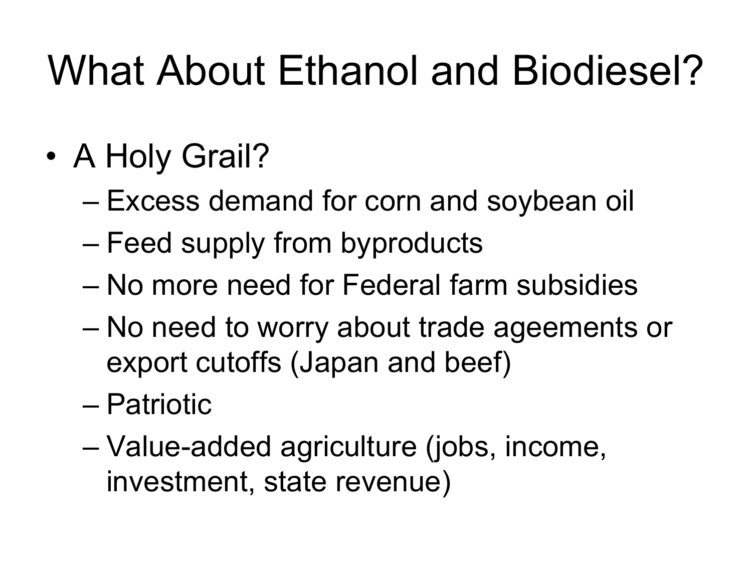# What About Ethanol and Biodiesel?

- A Holy Grail?
  - Excess demand for corn and soybean oil
  - Feed supply from byproducts
  - No more need for Federal farm subsidies
  - No need to worry about trade ageements or export cutoffs (Japan and beef)
  - Patriotic
  - Value-added agriculture (jobs, income, investment, state revenue)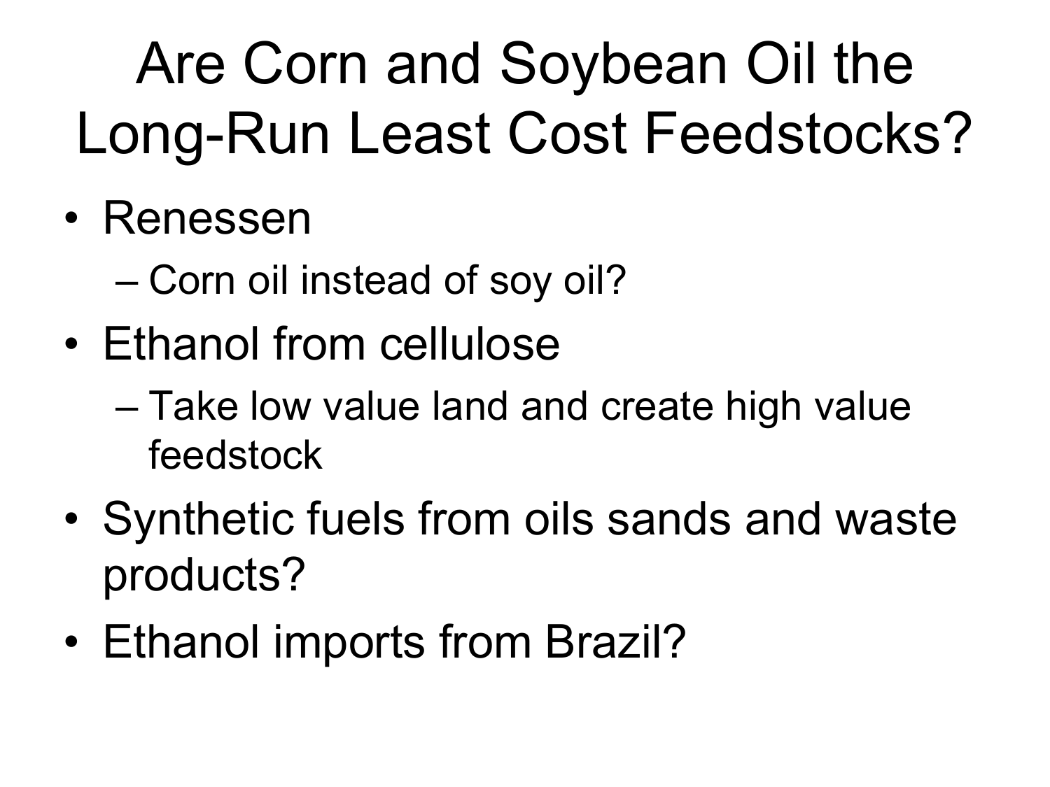# Are Corn and Soybean Oil the Long-Run Least Cost Feedstocks?

- Renessen
  - Corn oil instead of soy oil?
- Ethanol from cellulose
  - Take low value land and create high value feedstock
- Synthetic fuels from oils sands and waste products?
- Ethanol imports from Brazil?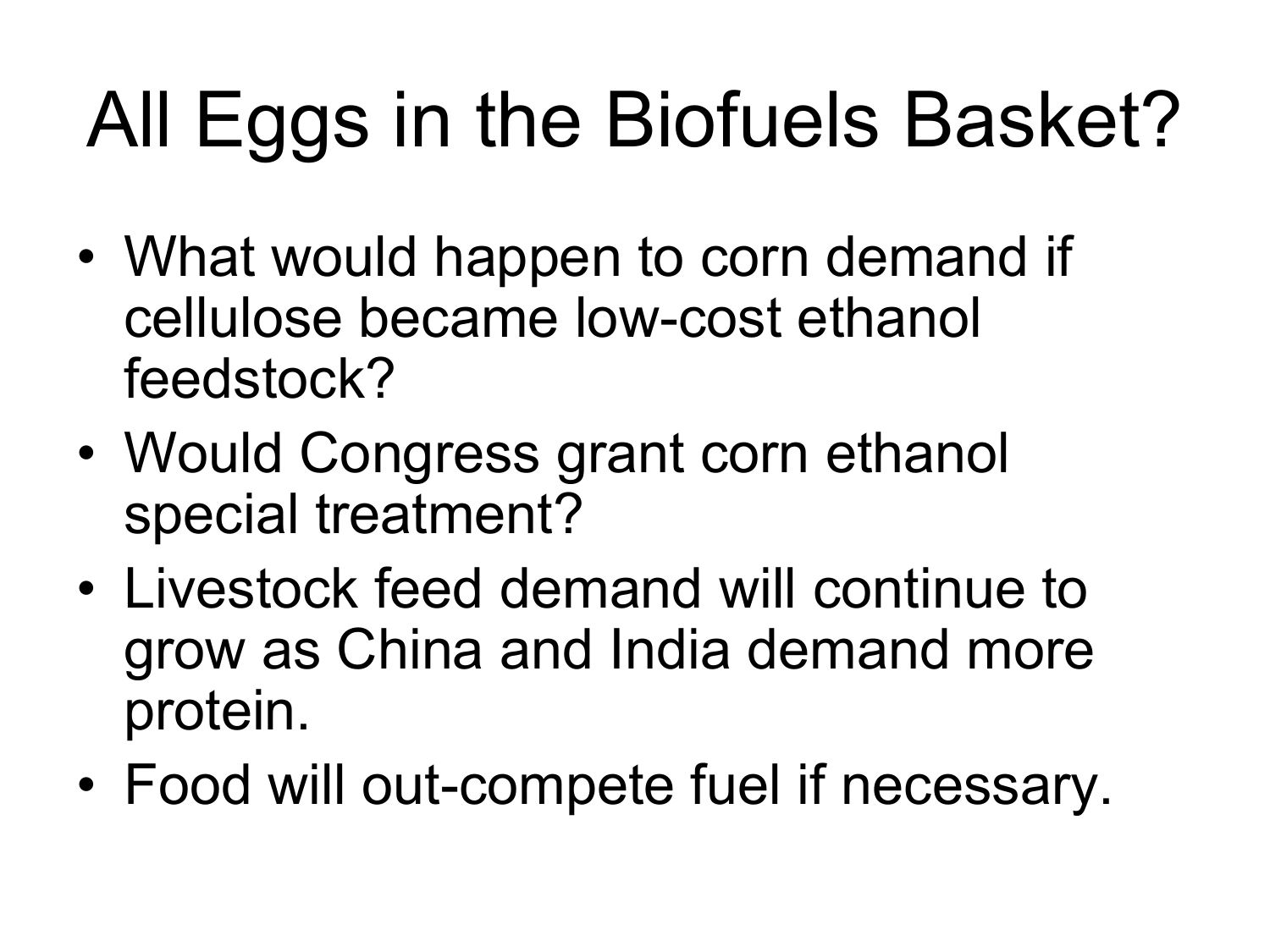# All Eggs in the Biofuels Basket?

- What would happen to corn demand if cellulose became low-cost ethanol feedstock?
- Would Congress grant corn ethanol special treatment?
- Livestock feed demand will continue to grow as China and India demand more protein.
- Food will out-compete fuel if necessary.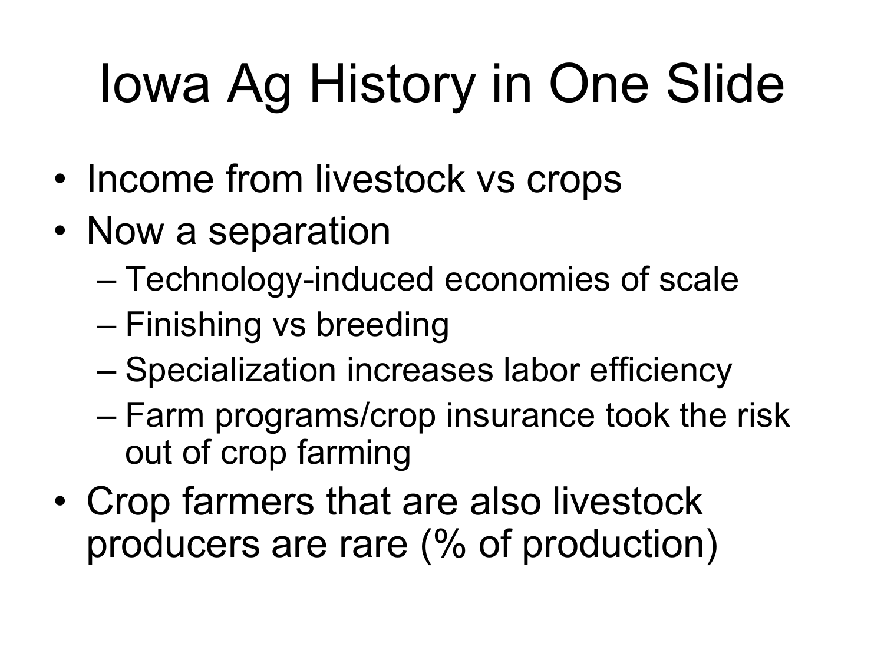# Iowa Ag History in One Slide

- Income from livestock vs crops
- Now a separation
  - Technology-induced economies of scale
  - Finishing vs breeding
  - Specialization increases labor efficiency
  - Farm programs/crop insurance took the risk out of crop farming
- Crop farmers that are also livestock producers are rare (% of production)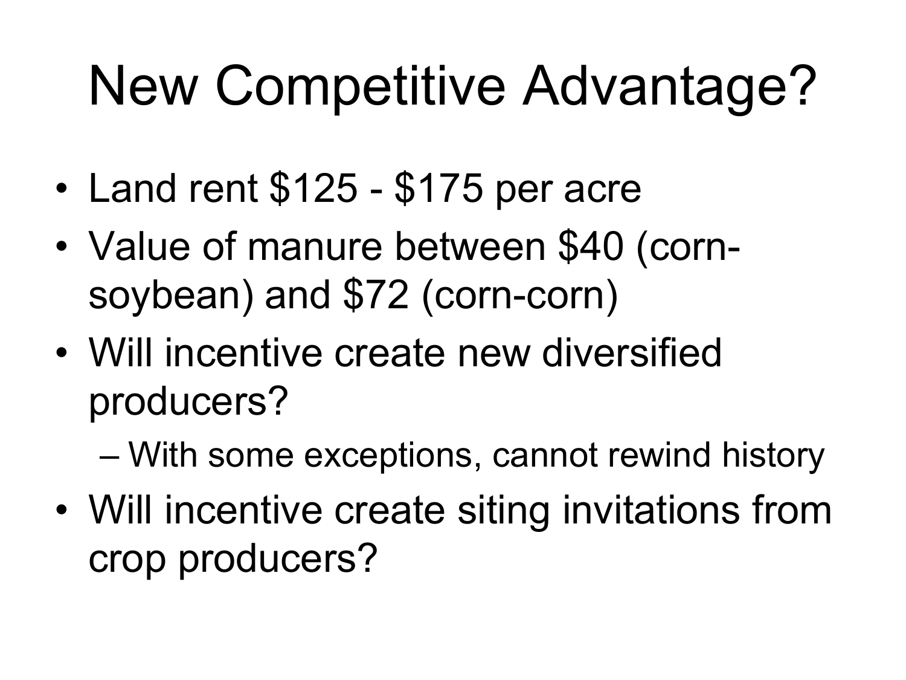# New Competitive Advantage?

- Land rent $125 - $175 per acre
- Value of manure between $40 (corn-soybean) and $72 (corn-corn)
- Will incentive create new diversified producers?
  - With some exceptions, cannot rewind history
- Will incentive create siting invitations from crop producers?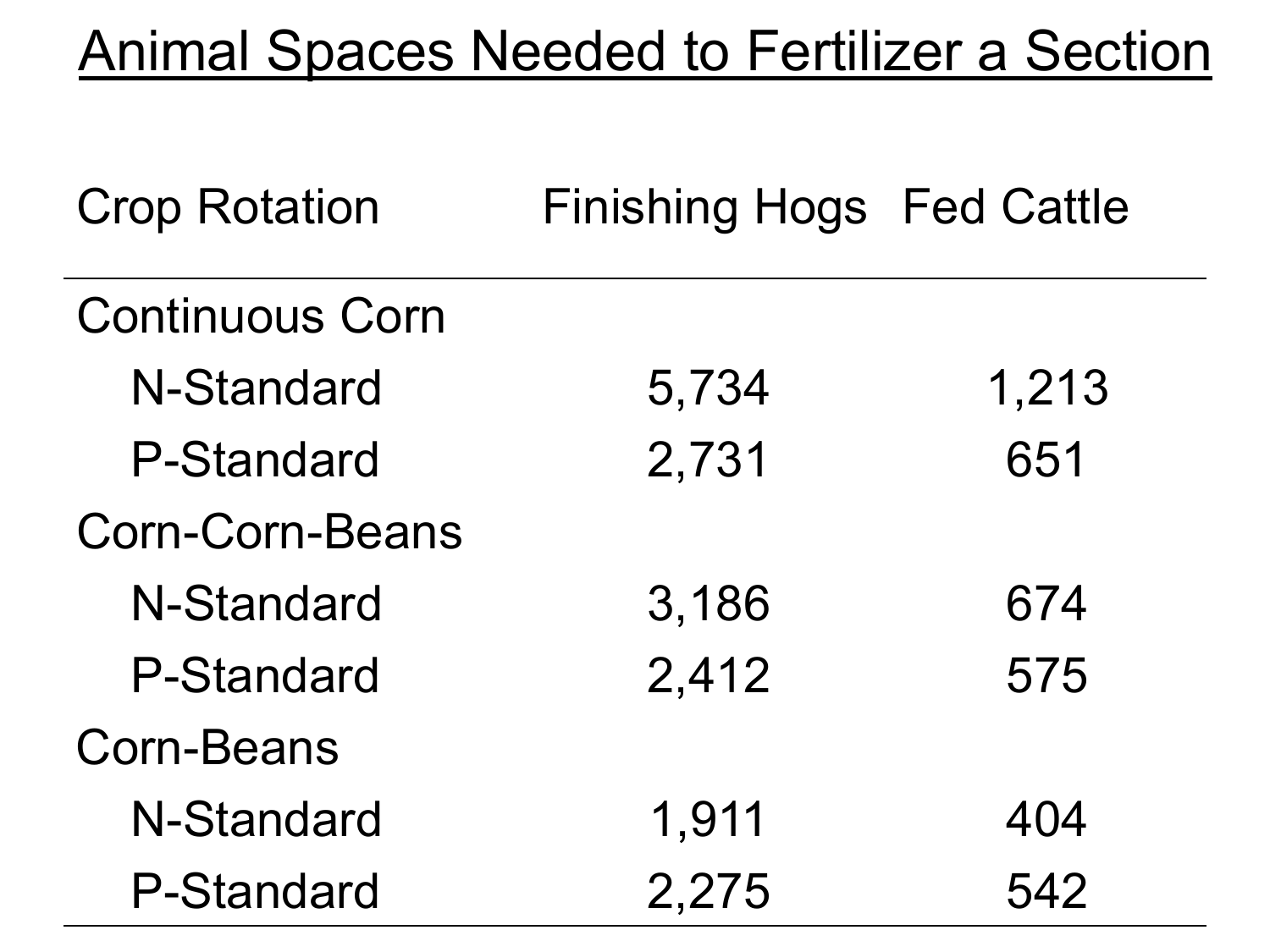# Animal Spaces Needed to Fertilizer a Section

| Crop Rotation | Finishing Hogs | Fed Cattle |
|---|---|---|
| Continuous Corn | | |
| N-Standard | 5,734 | 1,213 |
| P-Standard | 2,731 | 651 |
| Corn-Corn-Beans | | |
| N-Standard | 3,186 | 674 |
| P-Standard | 2,412 | 575 |
| Corn-Beans | | |
| N-Standard | 1,911 | 404 |
| P-Standard | 2,275 | 542 |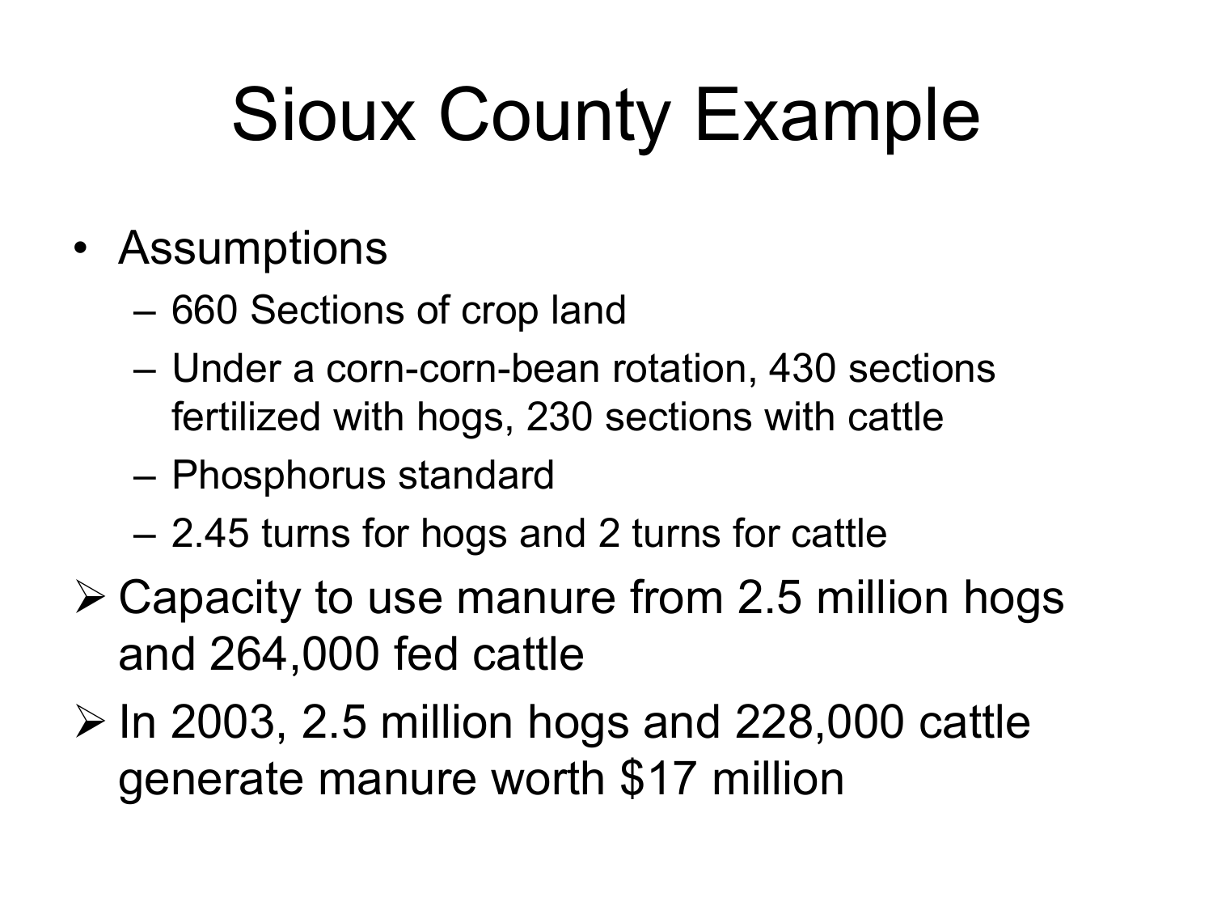# Sioux County Example

- Assumptions
  - 660 Sections of crop land
  - Under a corn-corn-bean rotation, 430 sections fertilized with hogs, 230 sections with cattle
  - Phosphorus standard
  - 2.45 turns for hogs and 2 turns for cattle
- Capacity to use manure from 2.5 million hogs and 264,000 fed cattle
- In 2003, 2.5 million hogs and 228,000 cattle generate manure worth $17 million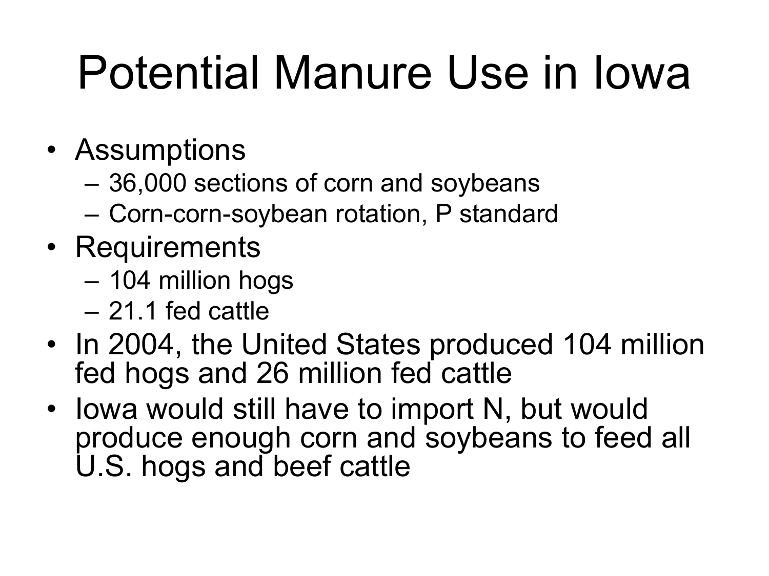# Potential Manure Use in Iowa

- Assumptions
  - 36,000 sections of corn and soybeans
  - Corn-corn-soybean rotation, P standard
- Requirements
  - 104 million hogs
  - 21.1 fed cattle
- In 2004, the United States produced 104 million fed hogs and 26 million fed cattle
- Iowa would still have to import N, but would produce enough corn and soybeans to feed all U.S. hogs and beef cattle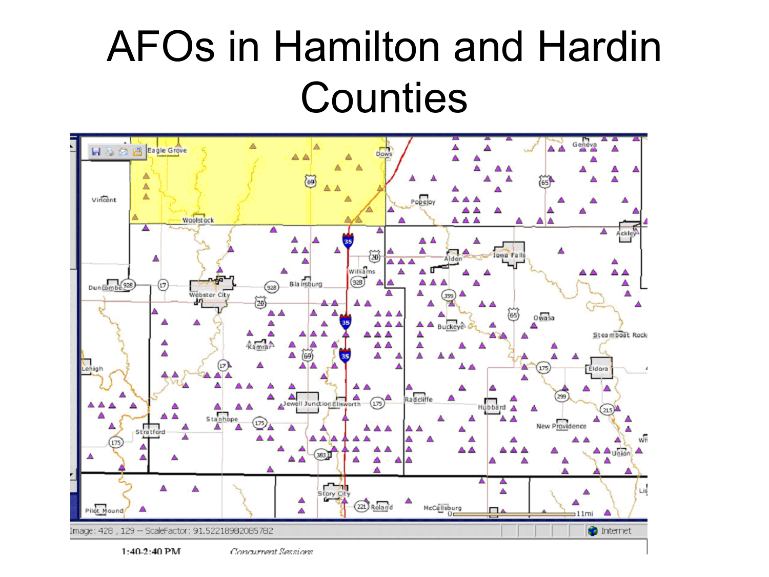# AFOs in Hamilton and Hardin Counties

1:40-2:40 PM *Concurrent Sessions*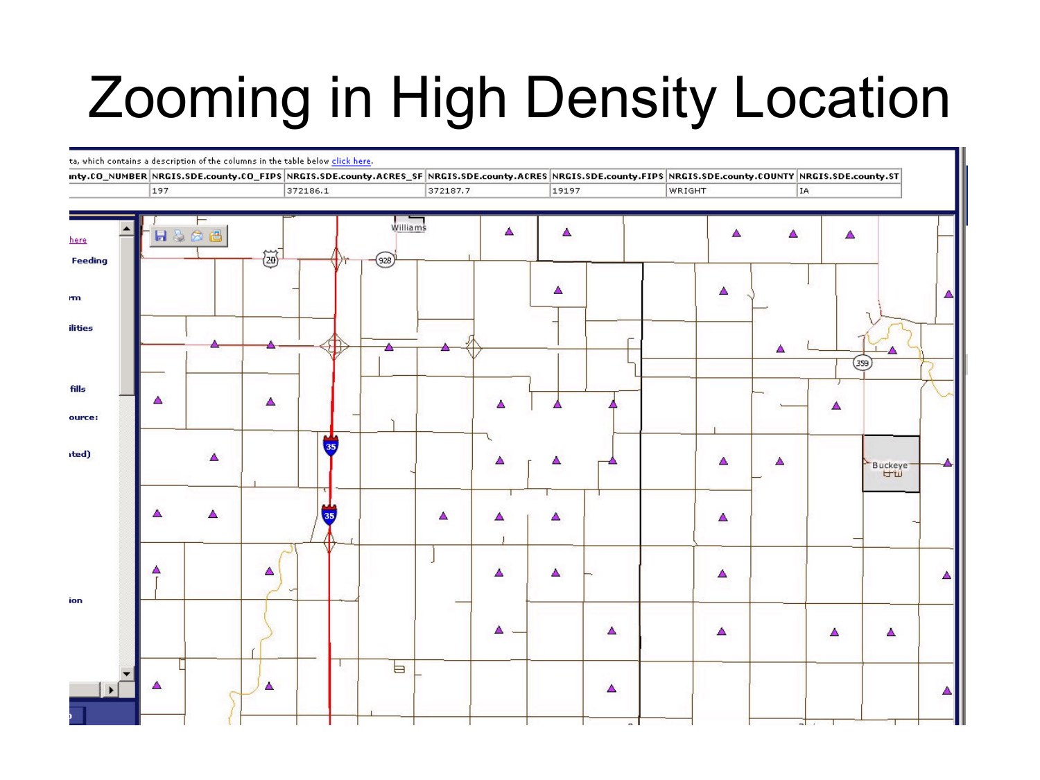# Zooming in High Density Location

ta, which contains a description of the columns in the table below click here.

| nty.CO_NUMBER | NRGIS.SDE.county.CO_FIPS | NRGIS.SDE.county.ACRES_SF | NRGIS.SDE.county.ACRES | NRGIS.SDE.county.FIPS | NRGIS.SDE.county.COUNTY | NRGIS.SDE.county.ST |
|---|---|---|---|---|---|---|
| | 197 | 372186.1 | 372187.7 | 19197 | WRIGHT | IA |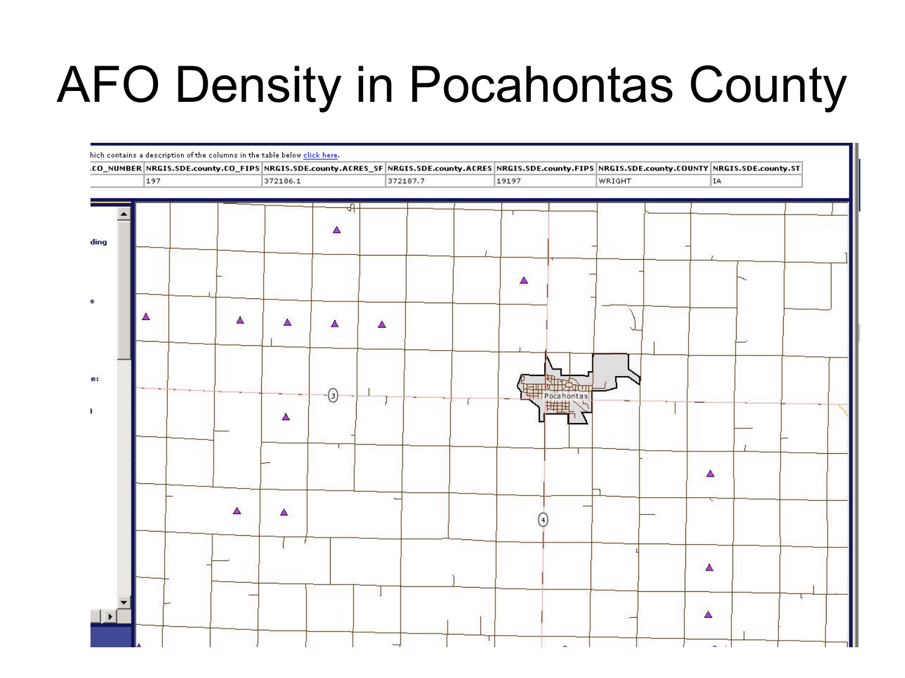# AFO Density in Pocahontas County

hich contains a description of the columns in the table below click here.

| .CO_NUMBER | NRGIS.SDE.county.CO_FIPS | NRGIS.SDE.county.ACRES_SF | NRGIS.SDE.county.ACRES | NRGIS.SDE.county.FIPS | NRGIS.SDE.county.COUNTY | NRGIS.SDE.county.ST |
|---|---|---|---|---|---|---|
| | 197 | 372186.1 | 372187.7 | 19197 | WRIGHT | IA |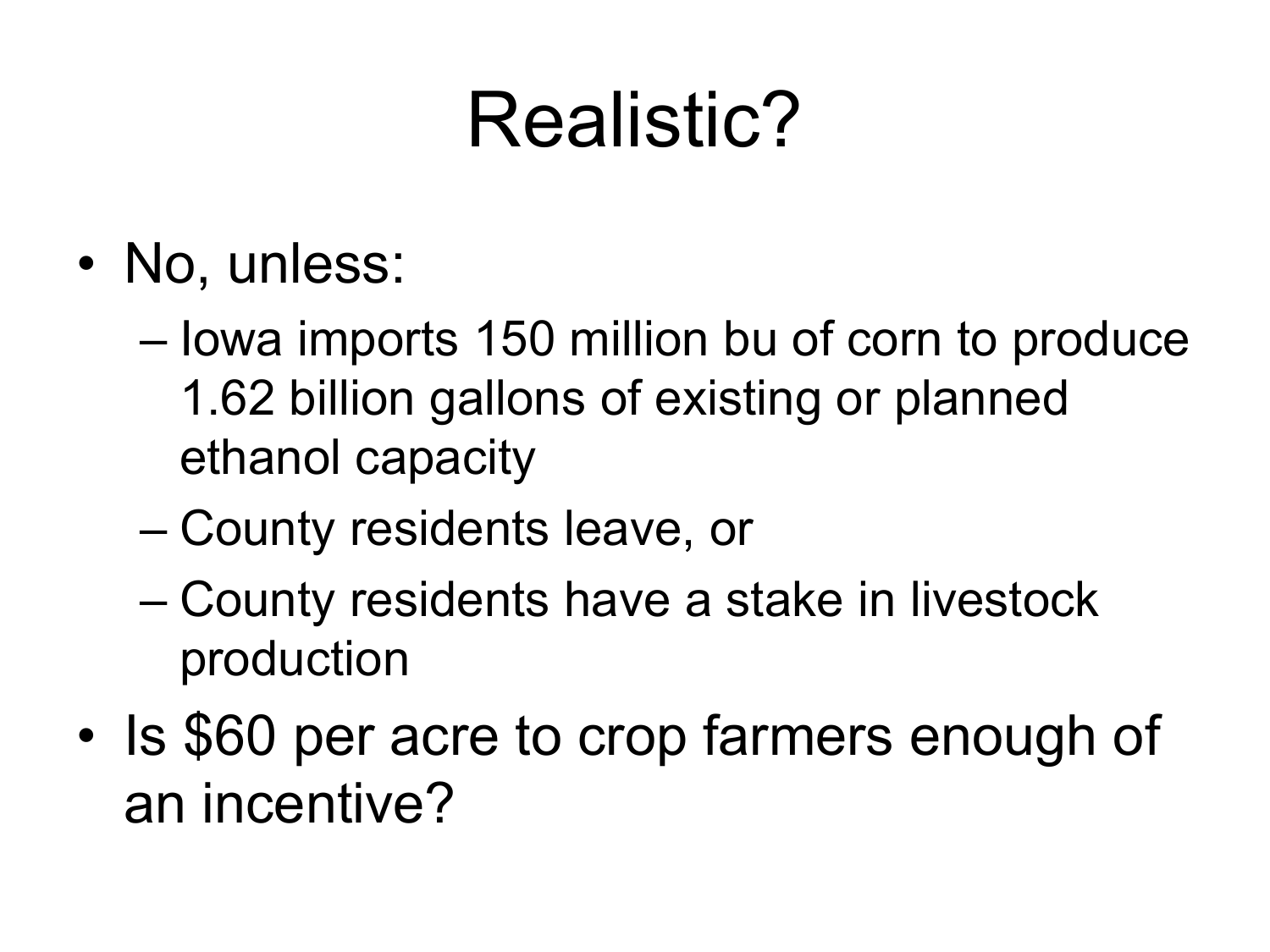# Realistic?

- No, unless:
  - Iowa imports 150 million bu of corn to produce 1.62 billion gallons of existing or planned ethanol capacity
  - County residents leave, or
  - County residents have a stake in livestock production
- Is $60 per acre to crop farmers enough of an incentive?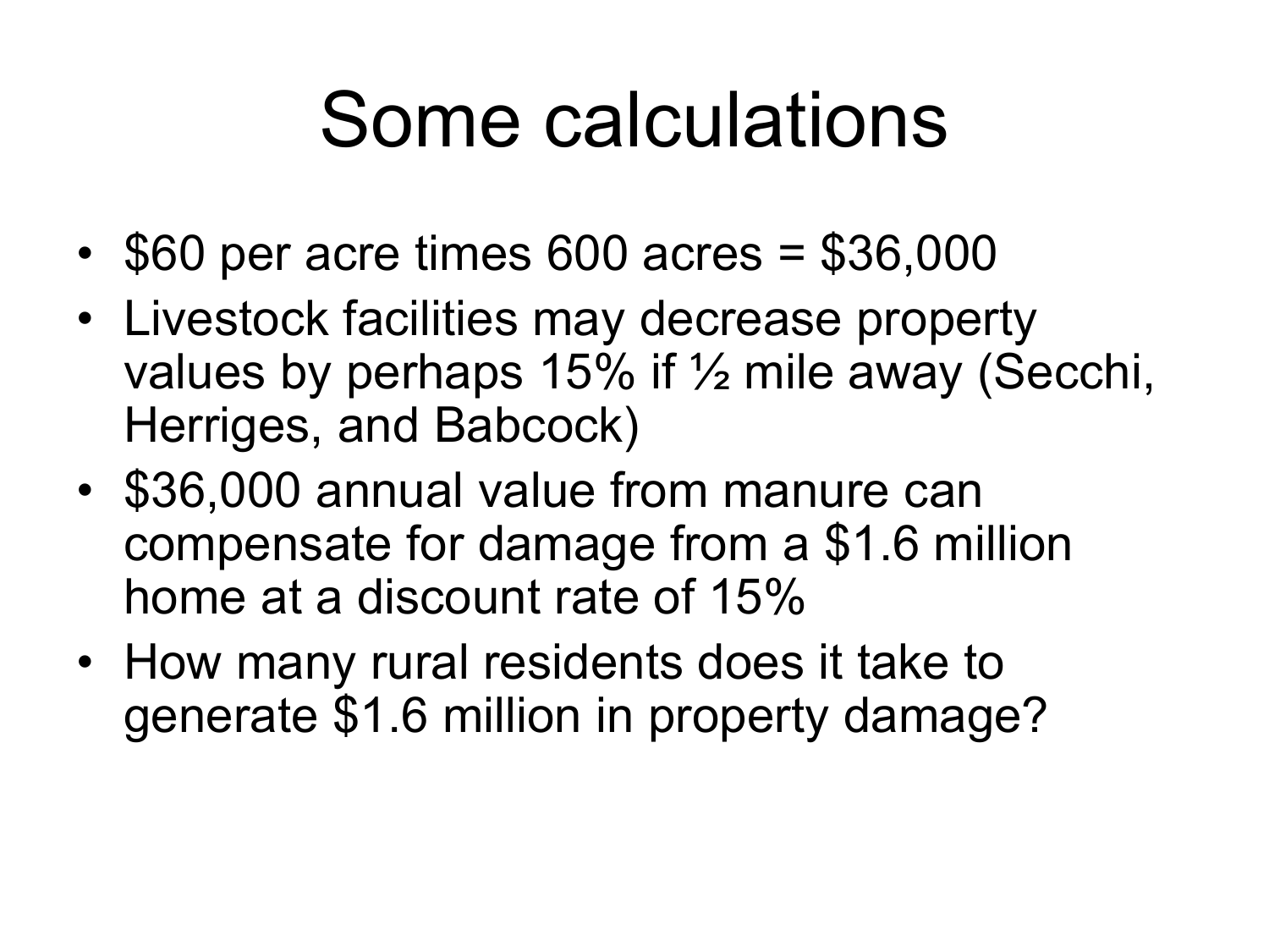# Some calculations

- \$60 per acre times 600 acres = \$36,000
- Livestock facilities may decrease property values by perhaps 15% if ½ mile away (Secchi, Herriges, and Babcock)
- \$36,000 annual value from manure can compensate for damage from a \$1.6 million home at a discount rate of 15%
- How many rural residents does it take to generate \$1.6 million in property damage?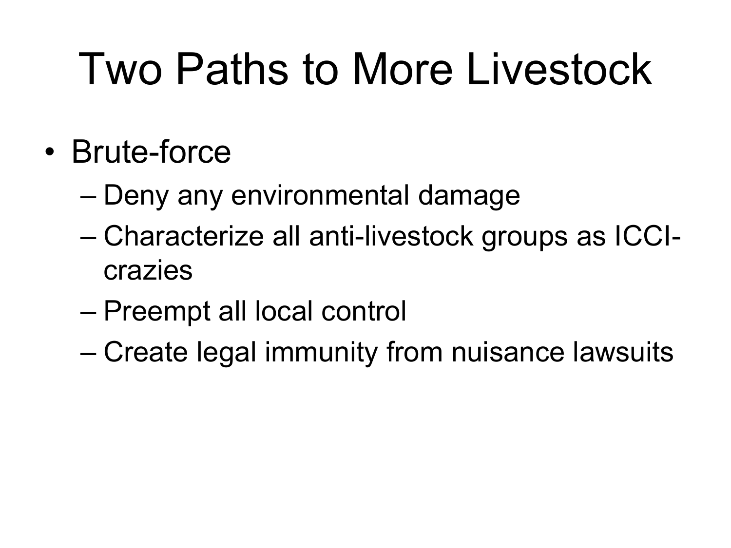# Two Paths to More Livestock

- Brute-force
  - Deny any environmental damage
  - Characterize all anti-livestock groups as ICCI-crazies
  - Preempt all local control
  - Create legal immunity from nuisance lawsuits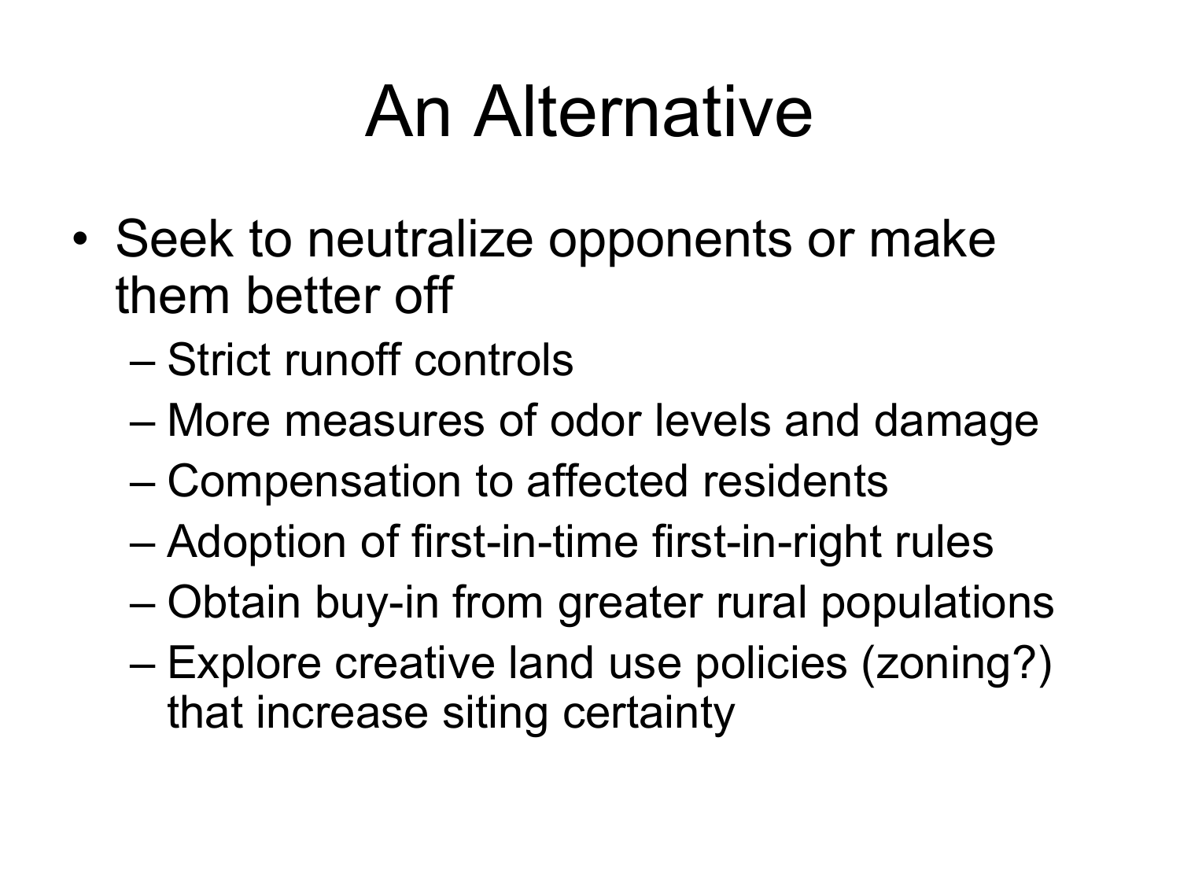# An Alternative

- Seek to neutralize opponents or make them better off
  - Strict runoff controls
  - More measures of odor levels and damage
  - Compensation to affected residents
  - Adoption of first-in-time first-in-right rules
  - Obtain buy-in from greater rural populations
  - Explore creative land use policies (zoning?) that increase siting certainty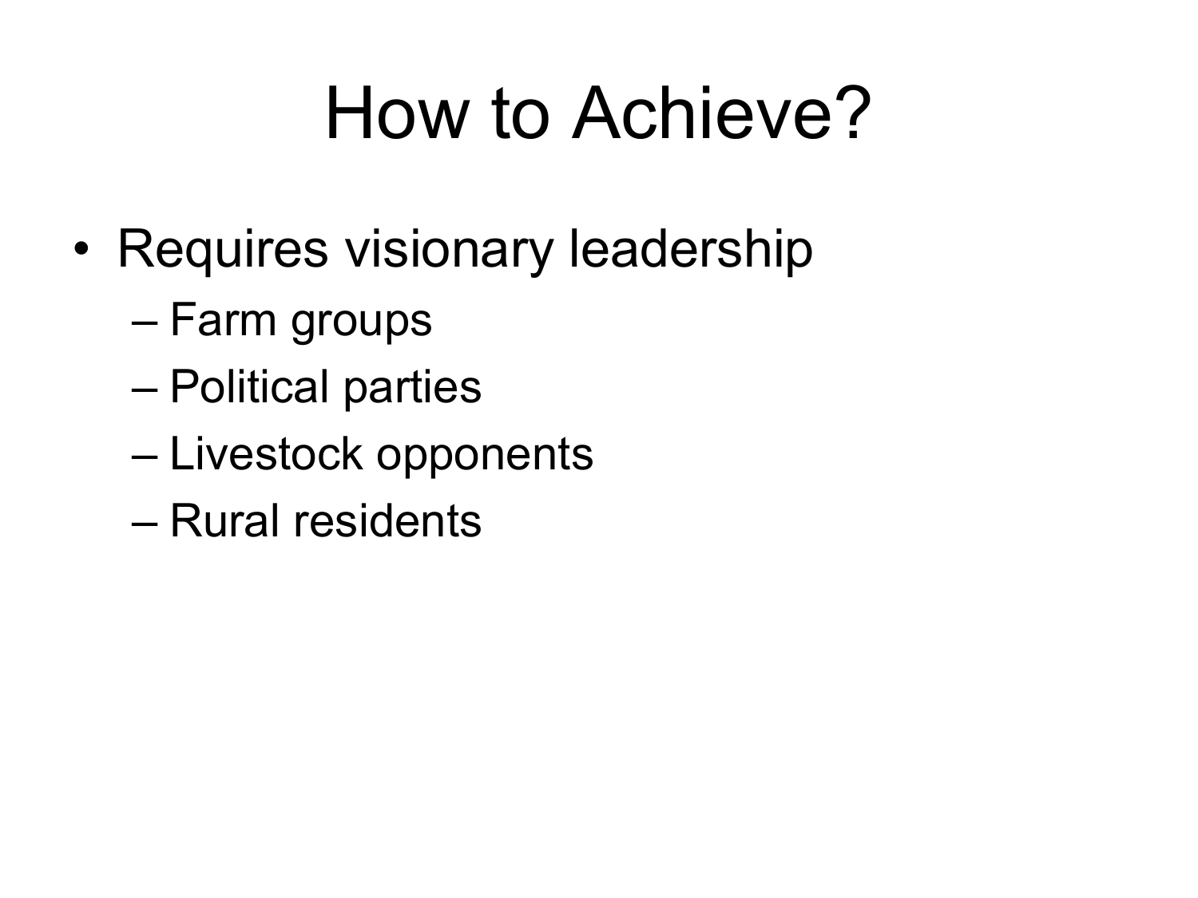# How to Achieve?

- Requires visionary leadership
  - Farm groups
  - Political parties
  - Livestock opponents
  - Rural residents